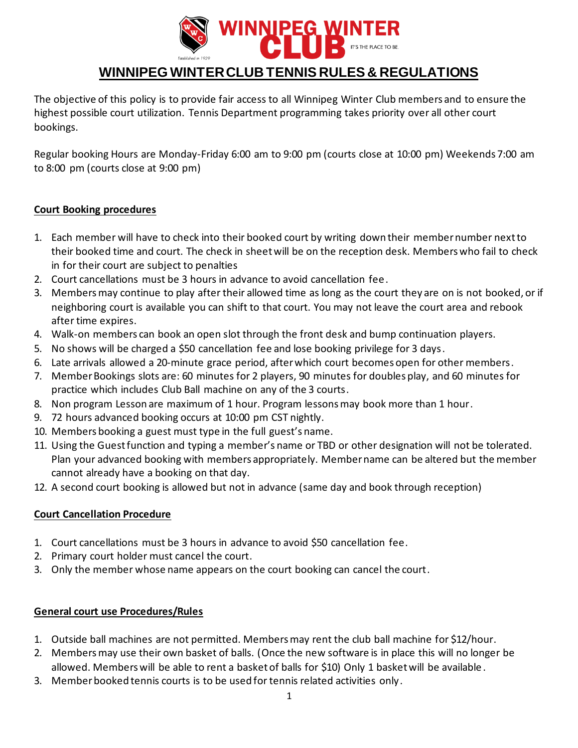# WINNIPEG WINTER CLUB TENNIS RULES & REGULATIONS

The objective of this policy is to provide fair access to all Winnipeg Winter Club members and to ensure the highest possible court utilization. Tennis Department programming takes priority over all other court bookings.

Regular booking Hours are Monday-Friday 6:00 am to 9:00 pm (courts close at 10:00 pm) Weekends 7:00 am to 8:00 pm (courts close at 9:00 pm)

## Court Booking procedures

1. Each member will have to check into their booked court by writing down their member number next to their booked time and court. The check in sheet will be on the reception desk. Members who fail to check in for their court are subject to penalties
2. Court cancellations must be 3 hours in advance to avoid cancellation fee.
3. Members may continue to play after their allowed time as long as the court they are on is not booked, or if neighboring court is available you can shift to that court. You may not leave the court area and rebook after time expires.
4. Walk-on members can book an open slot through the front desk and bump continuation players.
5. No shows will be charged a $50 cancellation fee and lose booking privilege for 3 days.
6. Late arrivals allowed a 20-minute grace period, after which court becomes open for other members.
7. Member Bookings slots are: 60 minutes for 2 players, 90 minutes for doubles play, and 60 minutes for practice which includes Club Ball machine on any of the 3 courts.
8. Non program Lesson are maximum of 1 hour. Program lessons may book more than 1 hour.
9. 72 hours advanced booking occurs at 10:00 pm CST nightly.
10. Members booking a guest must type in the full guest's name.
11. Using the Guest function and typing a member's name or TBD or other designation will not be tolerated. Plan your advanced booking with members appropriately. Member name can be altered but the member cannot already have a booking on that day.
12. A second court booking is allowed but not in advance (same day and book through reception)

## Court Cancellation Procedure

1. Court cancellations must be 3 hours in advance to avoid $50 cancellation fee.
2. Primary court holder must cancel the court.
3. Only the member whose name appears on the court booking can cancel the court.

## General court use Procedures/Rules

1. Outside ball machines are not permitted. Members may rent the club ball machine for $12/hour.
2. Members may use their own basket of balls. (Once the new software is in place this will no longer be allowed. Members will be able to rent a basket of balls for $10) Only 1 basket will be available.
3. Member booked tennis courts is to be used for tennis related activities only.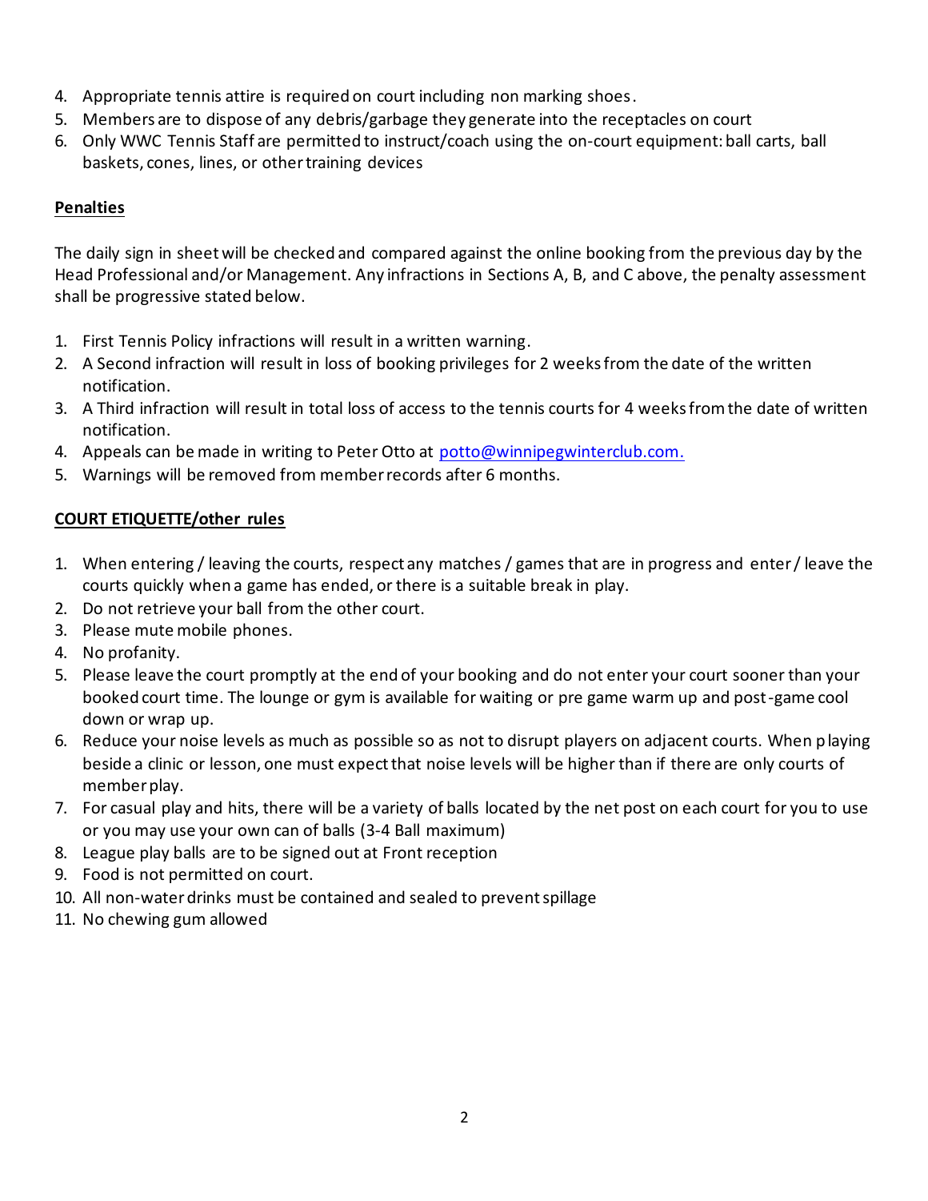4. Appropriate tennis attire is required on court including non marking shoes.
5. Members are to dispose of any debris/garbage they generate into the receptacles on court
6. Only WWC Tennis Staff are permitted to instruct/coach using the on-court equipment: ball carts, ball baskets, cones, lines, or other training devices

**Penalties**

The daily sign in sheet will be checked and compared against the online booking from the previous day by the Head Professional and/or Management. Any infractions in Sections A, B, and C above, the penalty assessment shall be progressive stated below.

1. First Tennis Policy infractions will result in a written warning.
2. A Second infraction will result in loss of booking privileges for 2 weeks from the date of the written notification.
3. A Third infraction will result in total loss of access to the tennis courts for 4 weeks from the date of written notification.
4. Appeals can be made in writing to Peter Otto at potto@winnipegwinterclub.com.
5. Warnings will be removed from member records after 6 months.

**COURT ETIQUETTE/other rules**

1. When entering / leaving the courts, respect any matches / games that are in progress and enter / leave the courts quickly when a game has ended, or there is a suitable break in play.
2. Do not retrieve your ball from the other court.
3. Please mute mobile phones.
4. No profanity.
5. Please leave the court promptly at the end of your booking and do not enter your court sooner than your booked court time. The lounge or gym is available for waiting or pre game warm up and post-game cool down or wrap up.
6. Reduce your noise levels as much as possible so as not to disrupt players on adjacent courts. When playing beside a clinic or lesson, one must expect that noise levels will be higher than if there are only courts of member play.
7. For casual play and hits, there will be a variety of balls located by the net post on each court for you to use or you may use your own can of balls (3-4 Ball maximum)
8. League play balls are to be signed out at Front reception
9. Food is not permitted on court.
10. All non-water drinks must be contained and sealed to prevent spillage
11. No chewing gum allowed